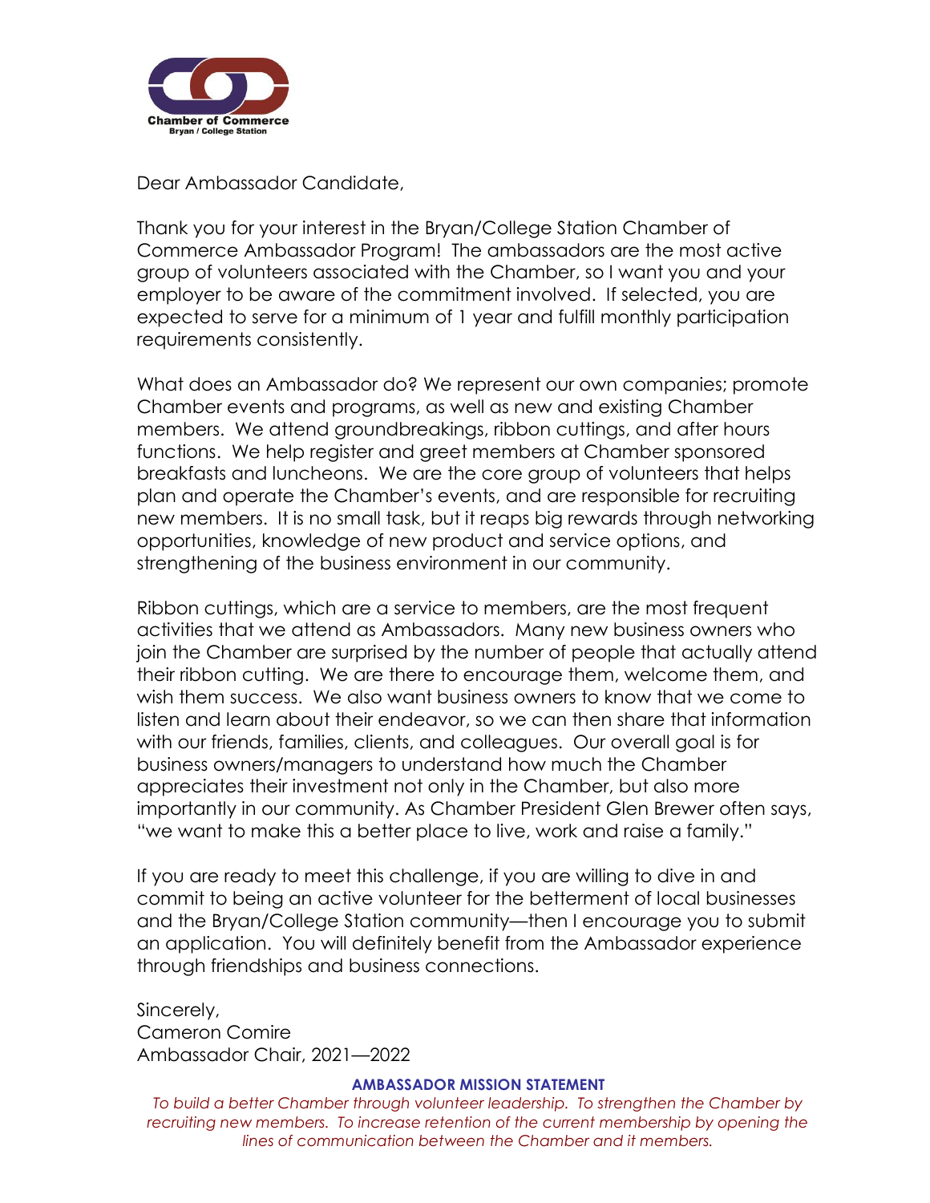Chamber of Commerce
Bryan / College Station

Dear Ambassador Candidate,

Thank you for your interest in the Bryan/College Station Chamber of Commerce Ambassador Program! The ambassadors are the most active group of volunteers associated with the Chamber, so I want you and your employer to be aware of the commitment involved. If selected, you are expected to serve for a minimum of 1 year and fulfill monthly participation requirements consistently.

What does an Ambassador do? We represent our own companies; promote Chamber events and programs, as well as new and existing Chamber members. We attend groundbreakings, ribbon cuttings, and after hours functions. We help register and greet members at Chamber sponsored breakfasts and luncheons. We are the core group of volunteers that helps plan and operate the Chamber's events, and are responsible for recruiting new members. It is no small task, but it reaps big rewards through networking opportunities, knowledge of new product and service options, and strengthening of the business environment in our community.

Ribbon cuttings, which are a service to members, are the most frequent activities that we attend as Ambassadors. Many new business owners who join the Chamber are surprised by the number of people that actually attend their ribbon cutting. We are there to encourage them, welcome them, and wish them success. We also want business owners to know that we come to listen and learn about their endeavor, so we can then share that information with our friends, families, clients, and colleagues. Our overall goal is for business owners/managers to understand how much the Chamber appreciates their investment not only in the Chamber, but also more importantly in our community. As Chamber President Glen Brewer often says, "we want to make this a better place to live, work and raise a family."

If you are ready to meet this challenge, if you are willing to dive in and commit to being an active volunteer for the betterment of local businesses and the Bryan/College Station community—then I encourage you to submit an application. You will definitely benefit from the Ambassador experience through friendships and business connections.

Sincerely,
Cameron Comire
Ambassador Chair, 2021—2022

**AMBASSADOR MISSION STATEMENT**

*To build a better Chamber through volunteer leadership. To strengthen the Chamber by recruiting new members. To increase retention of the current membership by opening the lines of communication between the Chamber and it members.*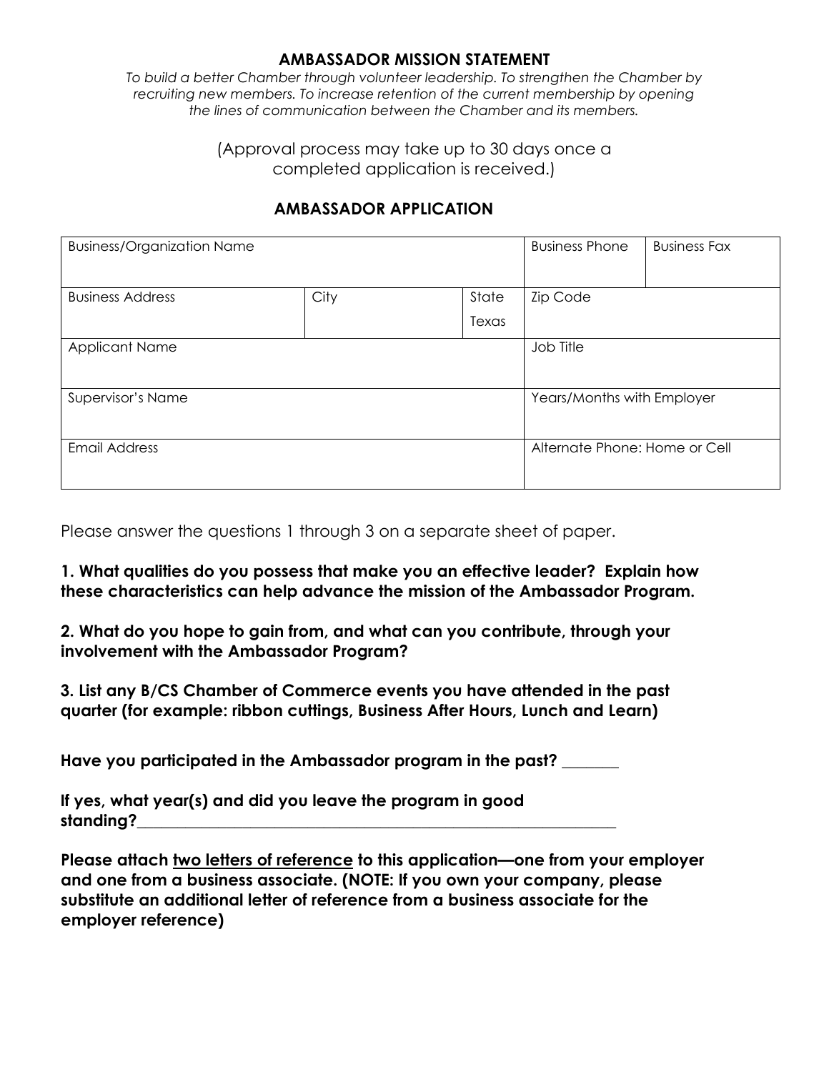## AMBASSADOR MISSION STATEMENT

*To build a better Chamber through volunteer leadership. To strengthen the Chamber by recruiting new members. To increase retention of the current membership by opening the lines of communication between the Chamber and its members.*

(Approval process may take up to 30 days once a completed application is received.)

## AMBASSADOR APPLICATION

| Business/Organization Name | | | Business Phone | Business Fax |
|---|---|---|---|---|
| Business Address | City | State<br>Texas | Zip Code | |
| Applicant Name | | | Job Title | |
| Supervisor's Name | | | Years/Months with Employer | |
| Email Address | | | Alternate Phone: Home or Cell | |

Please answer the questions 1 through 3 on a separate sheet of paper.

**1. What qualities do you possess that make you an effective leader? Explain how these characteristics can help advance the mission of the Ambassador Program.**

**2. What do you hope to gain from, and what can you contribute, through your involvement with the Ambassador Program?**

**3. List any B/CS Chamber of Commerce events you have attended in the past quarter (for example: ribbon cuttings, Business After Hours, Lunch and Learn)**

**Have you participated in the Ambassador program in the past? _______**

**If yes, what year(s) and did you leave the program in good standing?_______________________________________________________________**

**Please attach <u>two letters of reference</u> to this application—one from your employer and one from a business associate. (NOTE: If you own your company, please substitute an additional letter of reference from a business associate for the employer reference)**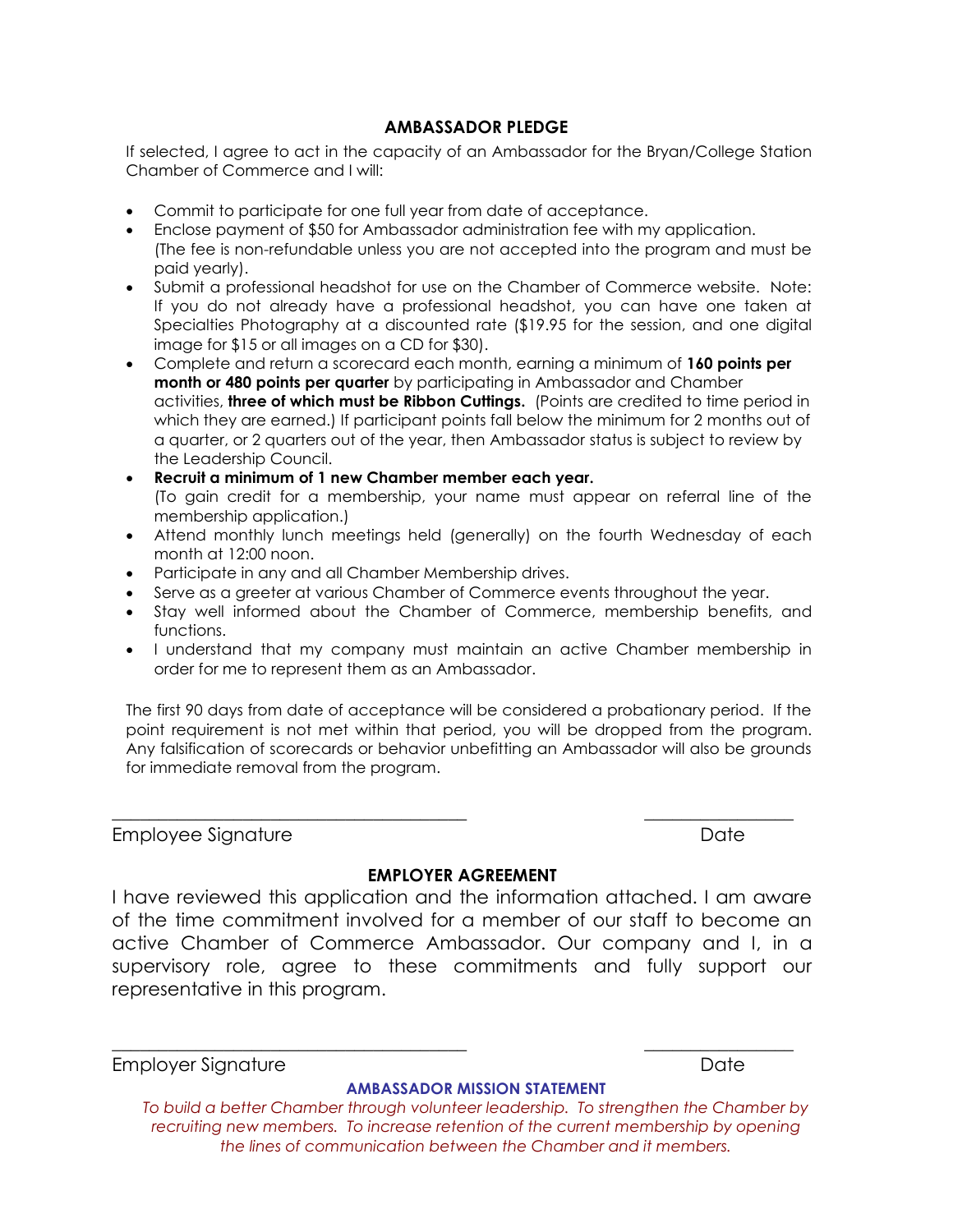## AMBASSADOR PLEDGE

If selected, I agree to act in the capacity of an Ambassador for the Bryan/College Station Chamber of Commerce and I will:

- Commit to participate for one full year from date of acceptance.
- Enclose payment of $50 for Ambassador administration fee with my application. (The fee is non-refundable unless you are not accepted into the program and must be paid yearly).
- Submit a professional headshot for use on the Chamber of Commerce website. Note: If you do not already have a professional headshot, you can have one taken at Specialties Photography at a discounted rate ($19.95 for the session, and one digital image for $15 or all images on a CD for $30).
- Complete and return a scorecard each month, earning a minimum of **160 points per month or 480 points per quarter** by participating in Ambassador and Chamber activities, **three of which must be Ribbon Cuttings.** (Points are credited to time period in which they are earned.) If participant points fall below the minimum for 2 months out of a quarter, or 2 quarters out of the year, then Ambassador status is subject to review by the Leadership Council.
- **Recruit a minimum of 1 new Chamber member each year.** (To gain credit for a membership, your name must appear on referral line of the membership application.)
- Attend monthly lunch meetings held (generally) on the fourth Wednesday of each month at 12:00 noon.
- Participate in any and all Chamber Membership drives.
- Serve as a greeter at various Chamber of Commerce events throughout the year.
- Stay well informed about the Chamber of Commerce, membership benefits, and functions.
- I understand that my company must maintain an active Chamber membership in order for me to represent them as an Ambassador.

The first 90 days from date of acceptance will be considered a probationary period. If the point requirement is not met within that period, you will be dropped from the program. Any falsification of scorecards or behavior unbefitting an Ambassador will also be grounds for immediate removal from the program.

_______________________________________ ________________

Employee Signature Date

## EMPLOYER AGREEMENT

I have reviewed this application and the information attached. I am aware of the time commitment involved for a member of our staff to become an active Chamber of Commerce Ambassador. Our company and I, in a supervisory role, agree to these commitments and fully support our representative in this program.

_______________________________________ ________________

Employer Signature Date

**AMBASSADOR MISSION STATEMENT**

*To build a better Chamber through volunteer leadership. To strengthen the Chamber by recruiting new members. To increase retention of the current membership by opening the lines of communication between the Chamber and it members.*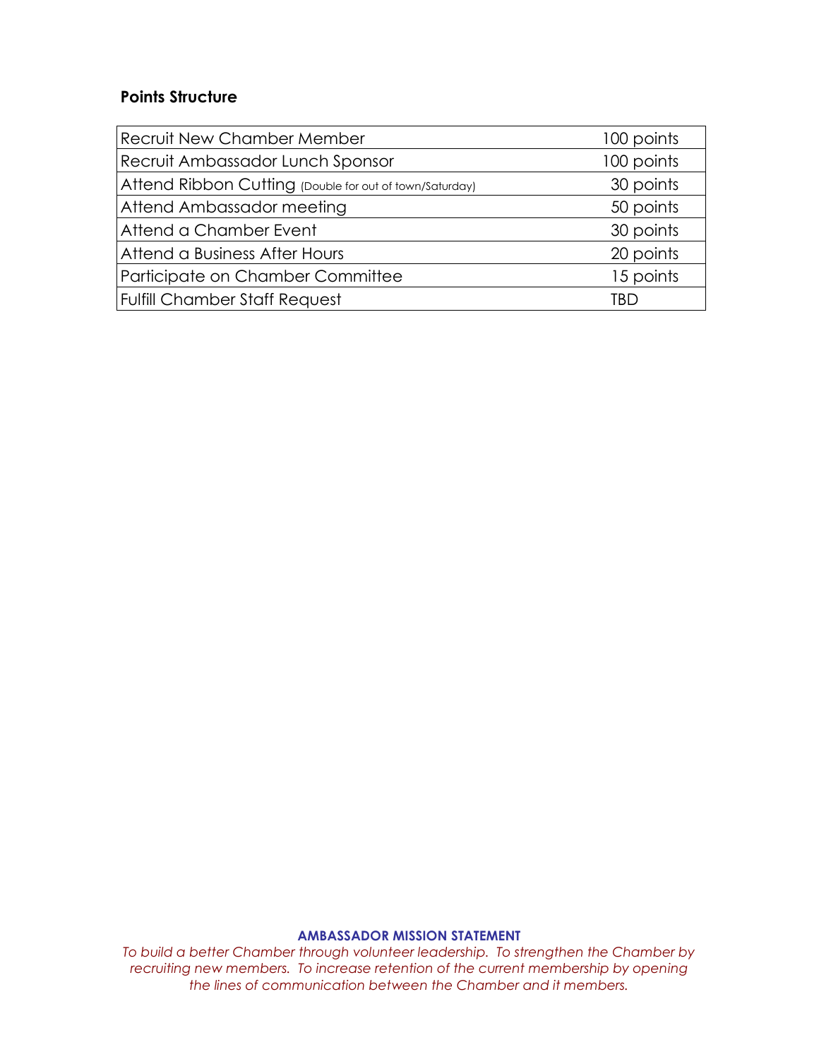**Points Structure**

| | |
|---|---|
| Recruit New Chamber Member | 100 points |
| Recruit Ambassador Lunch Sponsor | 100 points |
| Attend Ribbon Cutting (Double for out of town/Saturday) | 30 points |
| Attend Ambassador meeting | 50 points |
| Attend a Chamber Event | 30 points |
| Attend a Business After Hours | 20 points |
| Participate on Chamber Committee | 15 points |
| Fulfill Chamber Staff Request | TBD |

**AMBASSADOR MISSION STATEMENT**

*To build a better Chamber through volunteer leadership. To strengthen the Chamber by recruiting new members. To increase retention of the current membership by opening the lines of communication between the Chamber and it members.*